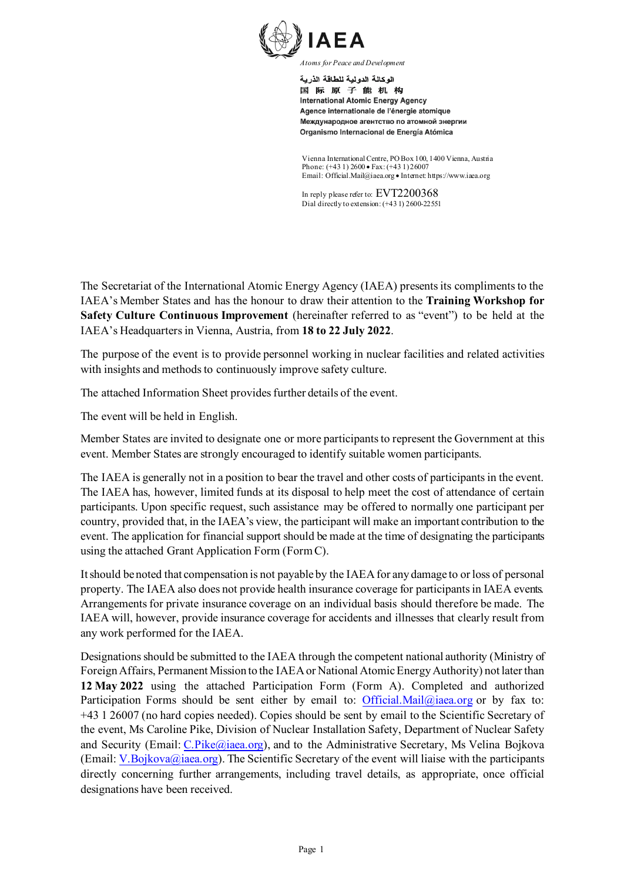IAEA

*Atoms for Peace and Development*

الوكالة الدولية للطاقة الذرية
国 际 原 子 能 机 构
International Atomic Energy Agency
Agence internationale de l'énergie atomique
Международное агентство по атомной энергии
Organismo Internacional de Energía Atómica

Vienna International Centre, PO Box 100, 1400 Vienna, Austria
Phone: (+43 1) 2600 • Fax: (+43 1) 26007
Email: Official.Mail@iaea.org • Internet: https://www.iaea.org

In reply please refer to: EVT2200368
Dial directly to extension: (+43 1) 2600-22551

The Secretariat of the International Atomic Energy Agency (IAEA) presents its compliments to the IAEA's Member States and has the honour to draw their attention to the **Training Workshop for Safety Culture Continuous Improvement** (hereinafter referred to as "event") to be held at the IAEA's Headquarters in Vienna, Austria, from **18 to 22 July 2022**.

The purpose of the event is to provide personnel working in nuclear facilities and related activities with insights and methods to continuously improve safety culture.

The attached Information Sheet provides further details of the event.

The event will be held in English.

Member States are invited to designate one or more participants to represent the Government at this event. Member States are strongly encouraged to identify suitable women participants.

The IAEA is generally not in a position to bear the travel and other costs of participants in the event. The IAEA has, however, limited funds at its disposal to help meet the cost of attendance of certain participants. Upon specific request, such assistance may be offered to normally one participant per country, provided that, in the IAEA's view, the participant will make an important contribution to the event. The application for financial support should be made at the time of designating the participants using the attached Grant Application Form (Form C).

It should be noted that compensation is not payable by the IAEA for any damage to or loss of personal property. The IAEA also does not provide health insurance coverage for participants in IAEA events. Arrangements for private insurance coverage on an individual basis should therefore be made. The IAEA will, however, provide insurance coverage for accidents and illnesses that clearly result from any work performed for the IAEA.

Designations should be submitted to the IAEA through the competent national authority (Ministry of Foreign Affairs, Permanent Mission to the IAEA or National Atomic Energy Authority) not later than **12 May 2022** using the attached Participation Form (Form A). Completed and authorized Participation Forms should be sent either by email to: Official.Mail@iaea.org or by fax to: +43 1 26007 (no hard copies needed). Copies should be sent by email to the Scientific Secretary of the event, Ms Caroline Pike, Division of Nuclear Installation Safety, Department of Nuclear Safety and Security (Email: C.Pike@iaea.org), and to the Administrative Secretary, Ms Velina Bojkova (Email: V.Bojkova@iaea.org). The Scientific Secretary of the event will liaise with the participants directly concerning further arrangements, including travel details, as appropriate, once official designations have been received.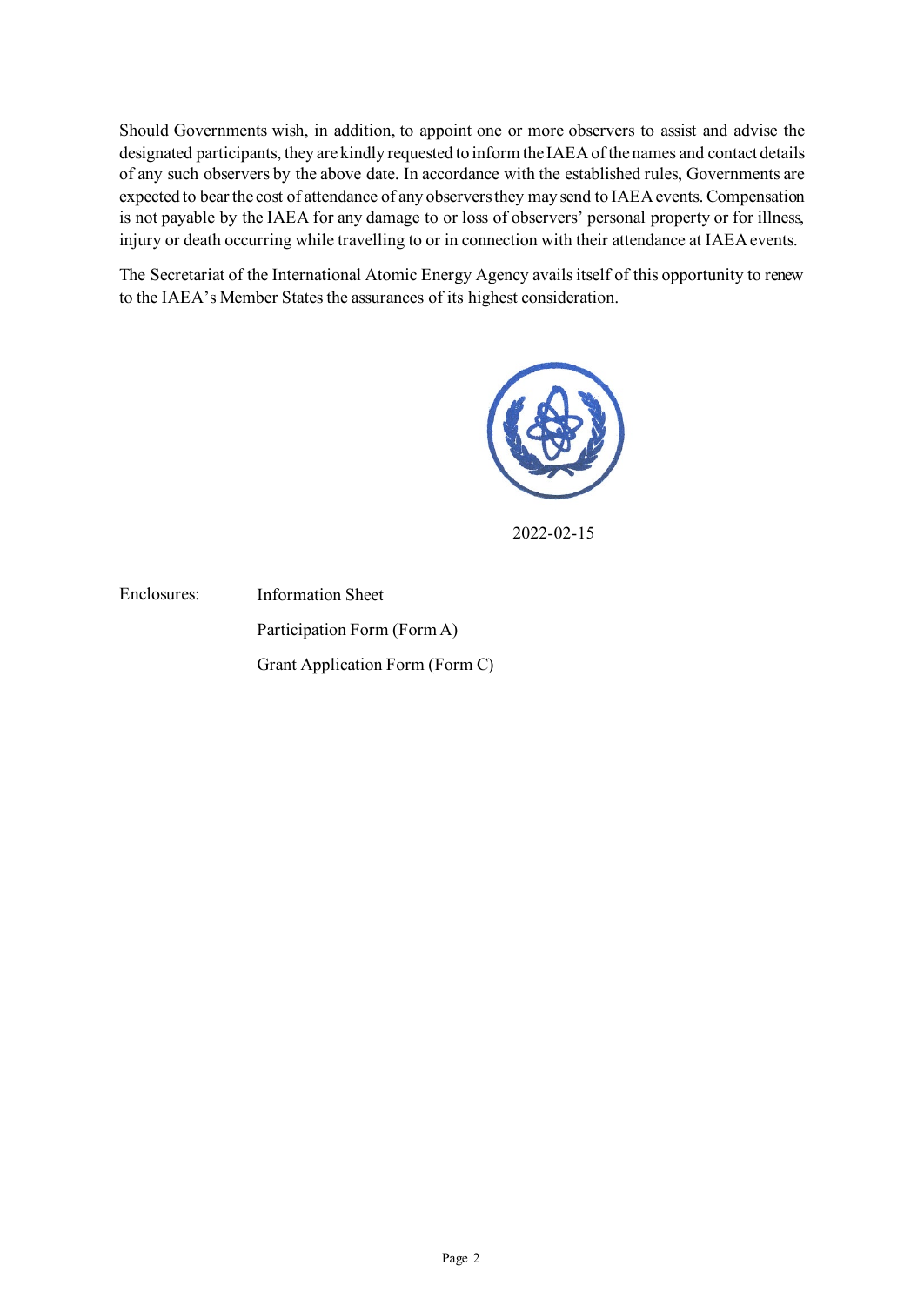Should Governments wish, in addition, to appoint one or more observers to assist and advise the designated participants, they are kindly requested to inform the IAEA of the names and contact details of any such observers by the above date. In accordance with the established rules, Governments are expected to bear the cost of attendance of any observers they may send to IAEA events. Compensation is not payable by the IAEA for any damage to or loss of observers' personal property or for illness, injury or death occurring while travelling to or in connection with their attendance at IAEA events.

The Secretariat of the International Atomic Energy Agency avails itself of this opportunity to renew to the IAEA's Member States the assurances of its highest consideration.

2022-02-15

Enclosures: Information Sheet

Participation Form (Form A)

Grant Application Form (Form C)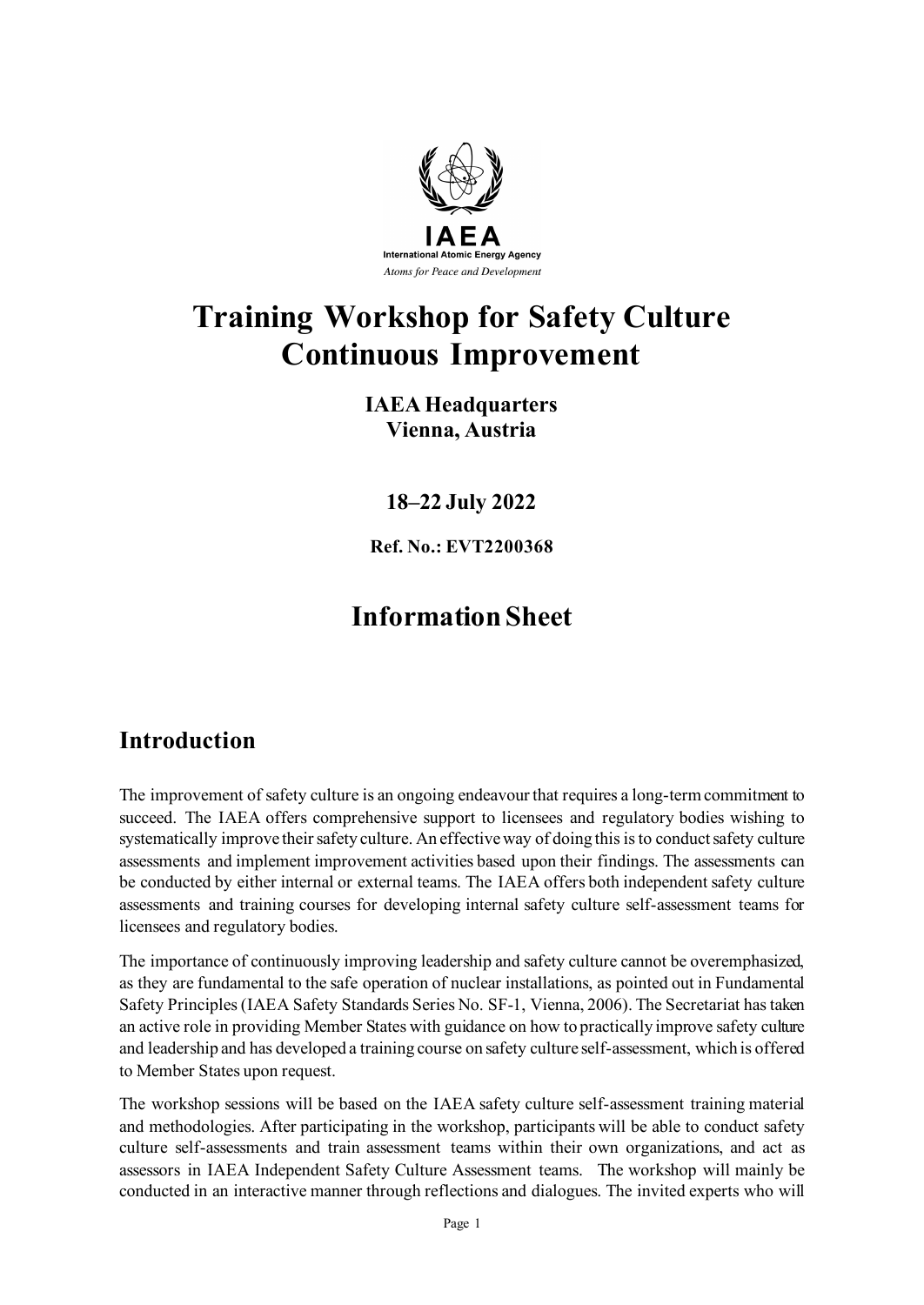IAEA

International Atomic Energy Agency

*Atoms for Peace and Development*

# Training Workshop for Safety Culture Continuous Improvement

**IAEA Headquarters**
**Vienna, Austria**

**18–22 July 2022**

**Ref. No.: EVT2200368**

# Information Sheet

## Introduction

The improvement of safety culture is an ongoing endeavour that requires a long-term commitment to succeed. The IAEA offers comprehensive support to licensees and regulatory bodies wishing to systematically improve their safety culture. An effective way of doing this is to conduct safety culture assessments and implement improvement activities based upon their findings. The assessments can be conducted by either internal or external teams. The IAEA offers both independent safety culture assessments and training courses for developing internal safety culture self-assessment teams for licensees and regulatory bodies.

The importance of continuously improving leadership and safety culture cannot be overemphasized, as they are fundamental to the safe operation of nuclear installations, as pointed out in Fundamental Safety Principles (IAEA Safety Standards Series No. SF-1, Vienna, 2006). The Secretariat has taken an active role in providing Member States with guidance on how to practically improve safety culture and leadership and has developed a training course on safety culture self-assessment, which is offered to Member States upon request.

The workshop sessions will be based on the IAEA safety culture self-assessment training material and methodologies. After participating in the workshop, participants will be able to conduct safety culture self-assessments and train assessment teams within their own organizations, and act as assessors in IAEA Independent Safety Culture Assessment teams. The workshop will mainly be conducted in an interactive manner through reflections and dialogues. The invited experts who will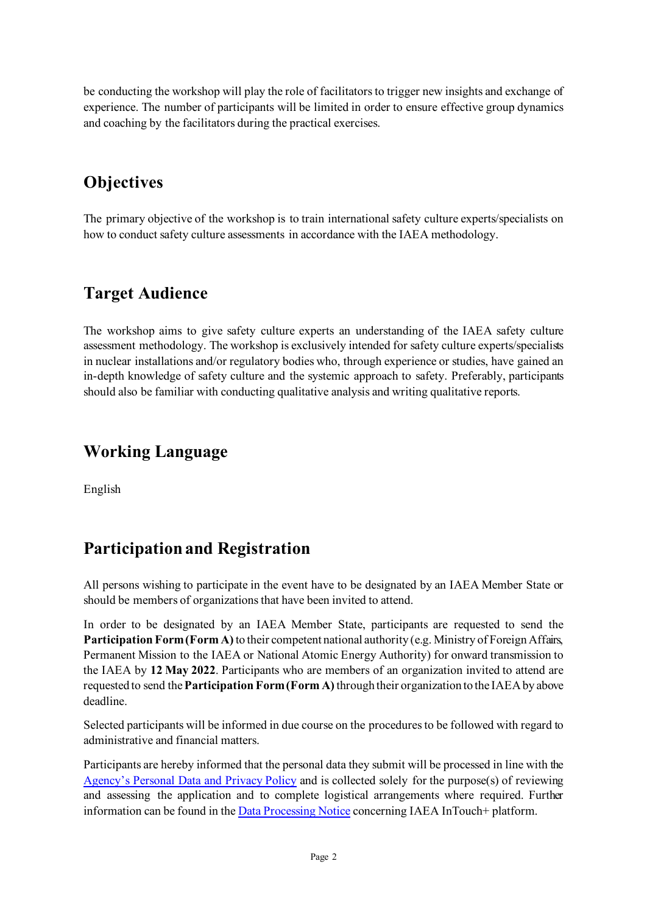be conducting the workshop will play the role of facilitators to trigger new insights and exchange of experience. The number of participants will be limited in order to ensure effective group dynamics and coaching by the facilitators during the practical exercises.

## Objectives

The primary objective of the workshop is to train international safety culture experts/specialists on how to conduct safety culture assessments in accordance with the IAEA methodology.

## Target Audience

The workshop aims to give safety culture experts an understanding of the IAEA safety culture assessment methodology. The workshop is exclusively intended for safety culture experts/specialists in nuclear installations and/or regulatory bodies who, through experience or studies, have gained an in-depth knowledge of safety culture and the systemic approach to safety. Preferably, participants should also be familiar with conducting qualitative analysis and writing qualitative reports.

## Working Language

English

## Participation and Registration

All persons wishing to participate in the event have to be designated by an IAEA Member State or should be members of organizations that have been invited to attend.

In order to be designated by an IAEA Member State, participants are requested to send the **Participation Form (Form A)** to their competent national authority (e.g. Ministry of Foreign Affairs, Permanent Mission to the IAEA or National Atomic Energy Authority) for onward transmission to the IAEA by **12 May 2022**. Participants who are members of an organization invited to attend are requested to send the **Participation Form (Form A)** through their organization to the IAEA by above deadline.

Selected participants will be informed in due course on the procedures to be followed with regard to administrative and financial matters.

Participants are hereby informed that the personal data they submit will be processed in line with the Agency's Personal Data and Privacy Policy and is collected solely for the purpose(s) of reviewing and assessing the application and to complete logistical arrangements where required. Further information can be found in the Data Processing Notice concerning IAEA InTouch+ platform.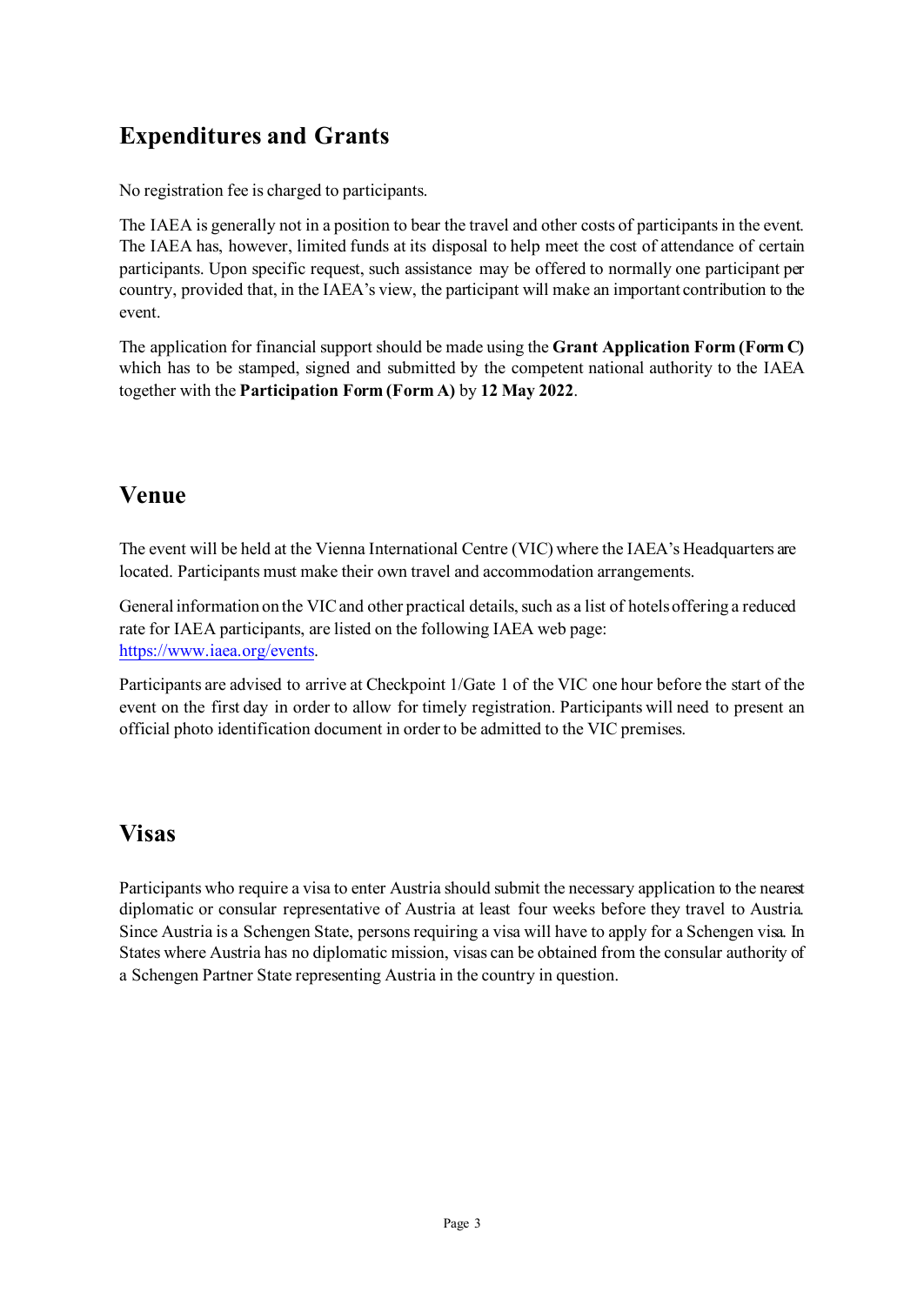## Expenditures and Grants

No registration fee is charged to participants.

The IAEA is generally not in a position to bear the travel and other costs of participants in the event. The IAEA has, however, limited funds at its disposal to help meet the cost of attendance of certain participants. Upon specific request, such assistance may be offered to normally one participant per country, provided that, in the IAEA's view, the participant will make an important contribution to the event.

The application for financial support should be made using the **Grant Application Form (Form C)** which has to be stamped, signed and submitted by the competent national authority to the IAEA together with the **Participation Form (Form A)** by **12 May 2022**.

## Venue

The event will be held at the Vienna International Centre (VIC) where the IAEA's Headquarters are located. Participants must make their own travel and accommodation arrangements.

General information on the VIC and other practical details, such as a list of hotels offering a reduced rate for IAEA participants, are listed on the following IAEA web page: [https://www.iaea.org/events](https://www.iaea.org/events).

Participants are advised to arrive at Checkpoint 1/Gate 1 of the VIC one hour before the start of the event on the first day in order to allow for timely registration. Participants will need to present an official photo identification document in order to be admitted to the VIC premises.

## Visas

Participants who require a visa to enter Austria should submit the necessary application to the nearest diplomatic or consular representative of Austria at least four weeks before they travel to Austria. Since Austria is a Schengen State, persons requiring a visa will have to apply for a Schengen visa. In States where Austria has no diplomatic mission, visas can be obtained from the consular authority of a Schengen Partner State representing Austria in the country in question.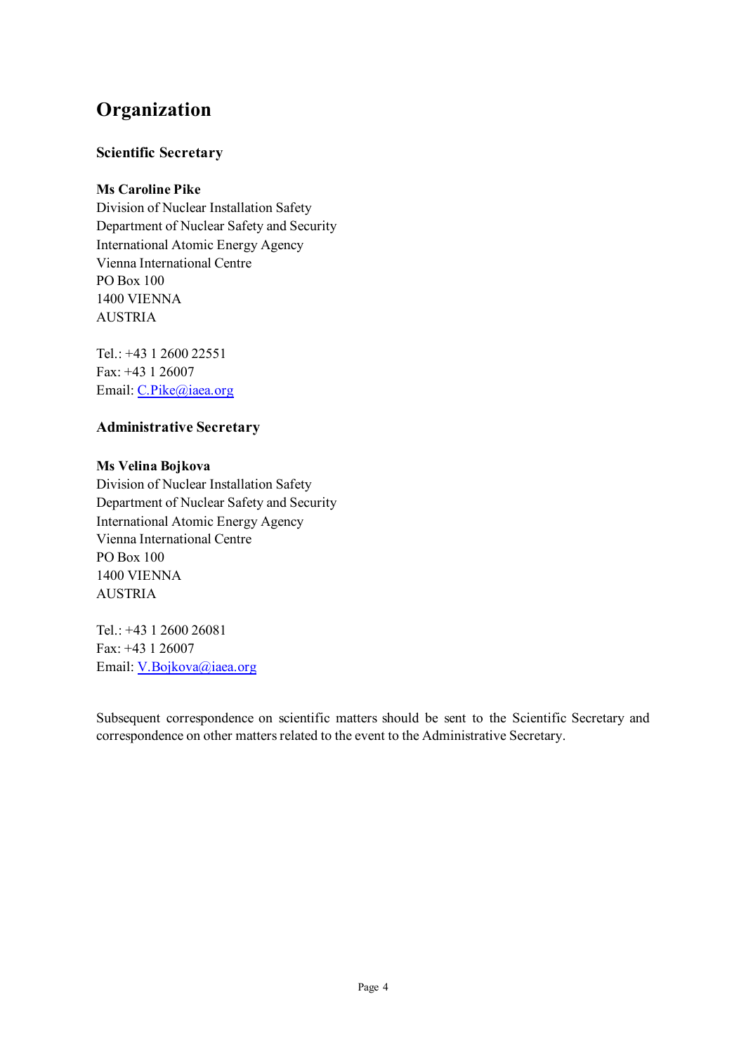# Organization

### Scientific Secretary

**Ms Caroline Pike**
Division of Nuclear Installation Safety
Department of Nuclear Safety and Security
International Atomic Energy Agency
Vienna International Centre
PO Box 100
1400 VIENNA
AUSTRIA

Tel.: +43 1 2600 22551
Fax: +43 1 26007
Email: C.Pike@iaea.org

### Administrative Secretary

**Ms Velina Bojkova**
Division of Nuclear Installation Safety
Department of Nuclear Safety and Security
International Atomic Energy Agency
Vienna International Centre
PO Box 100
1400 VIENNA
AUSTRIA

Tel.: +43 1 2600 26081
Fax: +43 1 26007
Email: V.Bojkova@iaea.org

Subsequent correspondence on scientific matters should be sent to the Scientific Secretary and correspondence on other matters related to the event to the Administrative Secretary.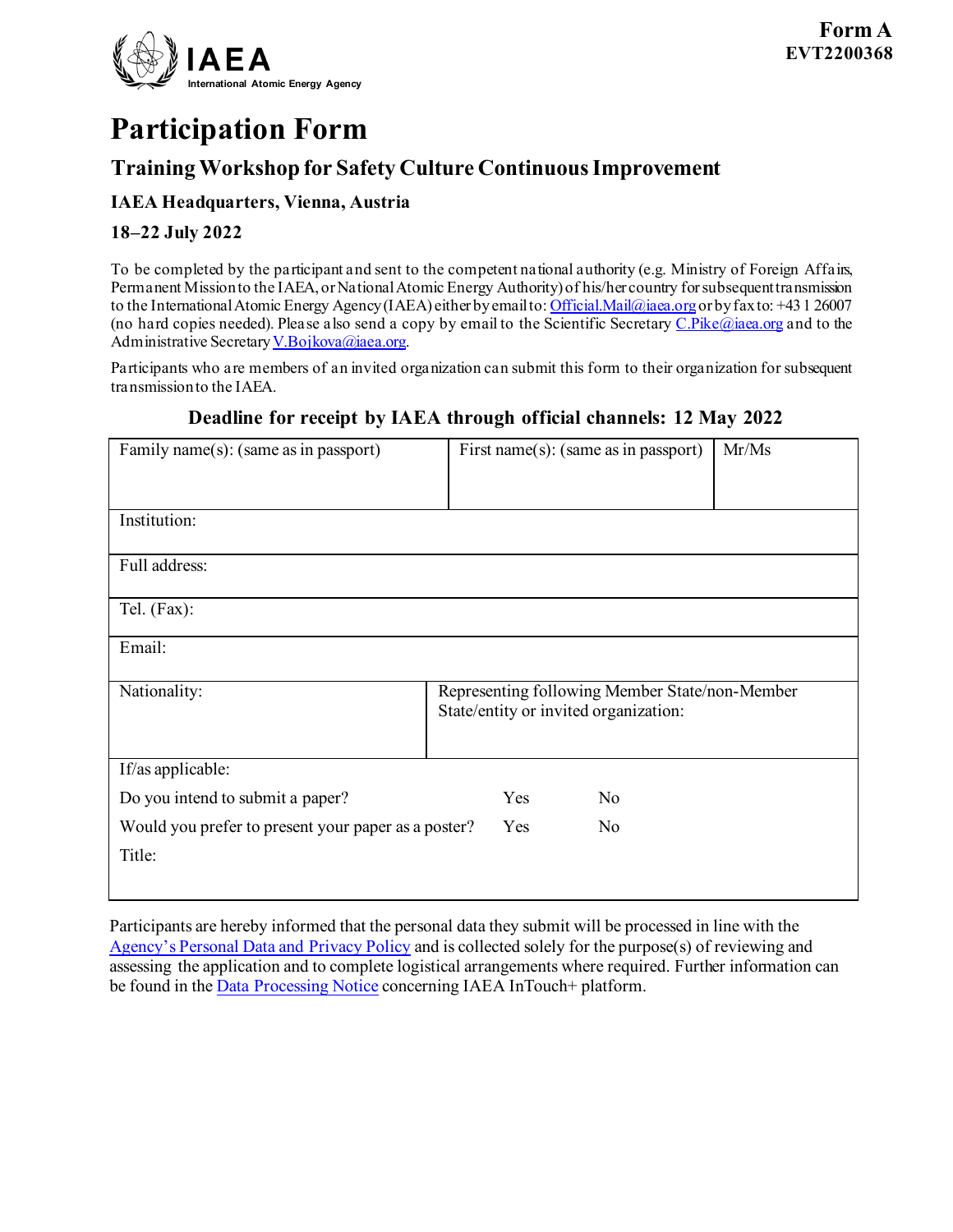**Form A**
**EVT2200368**

IAEA
International Atomic Energy Agency

# Participation Form

## Training Workshop for Safety Culture Continuous Improvement

### IAEA Headquarters, Vienna, Austria

### 18–22 July 2022

To be completed by the participant and sent to the competent national authority (e.g. Ministry of Foreign Affairs, Permanent Mission to the IAEA, or National Atomic Energy Authority) of his/her country for subsequent transmission to the International Atomic Energy Agency (IAEA) either by email to: Official.Mail@iaea.org or by fax to: +43 1 26007 (no hard copies needed). Please also send a copy by email to the Scientific Secretary C.Pike@iaea.org and to the Administrative Secretary V.Bojkova@iaea.org.

Participants who are members of an invited organization can submit this form to their organization for subsequent transmission to the IAEA.

**Deadline for receipt by IAEA through official channels: 12 May 2022**

| Family name(s): (same as in passport) | First name(s): (same as in passport) | Mr/Ms |
|---|---|---|
| Institution: | | |
| Full address: | | |
| Tel. (Fax): | | |
| Email: | | |
| Nationality: | Representing following Member State/non-Member State/entity or invited organization: | |
| If/as applicable: | | |
| Do you intend to submit a paper? | Yes | No |
| Would you prefer to present your paper as a poster? | Yes | No |
| Title: | | |

Participants are hereby informed that the personal data they submit will be processed in line with the Agency's Personal Data and Privacy Policy and is collected solely for the purpose(s) of reviewing and assessing the application and to complete logistical arrangements where required. Further information can be found in the Data Processing Notice concerning IAEA InTouch+ platform.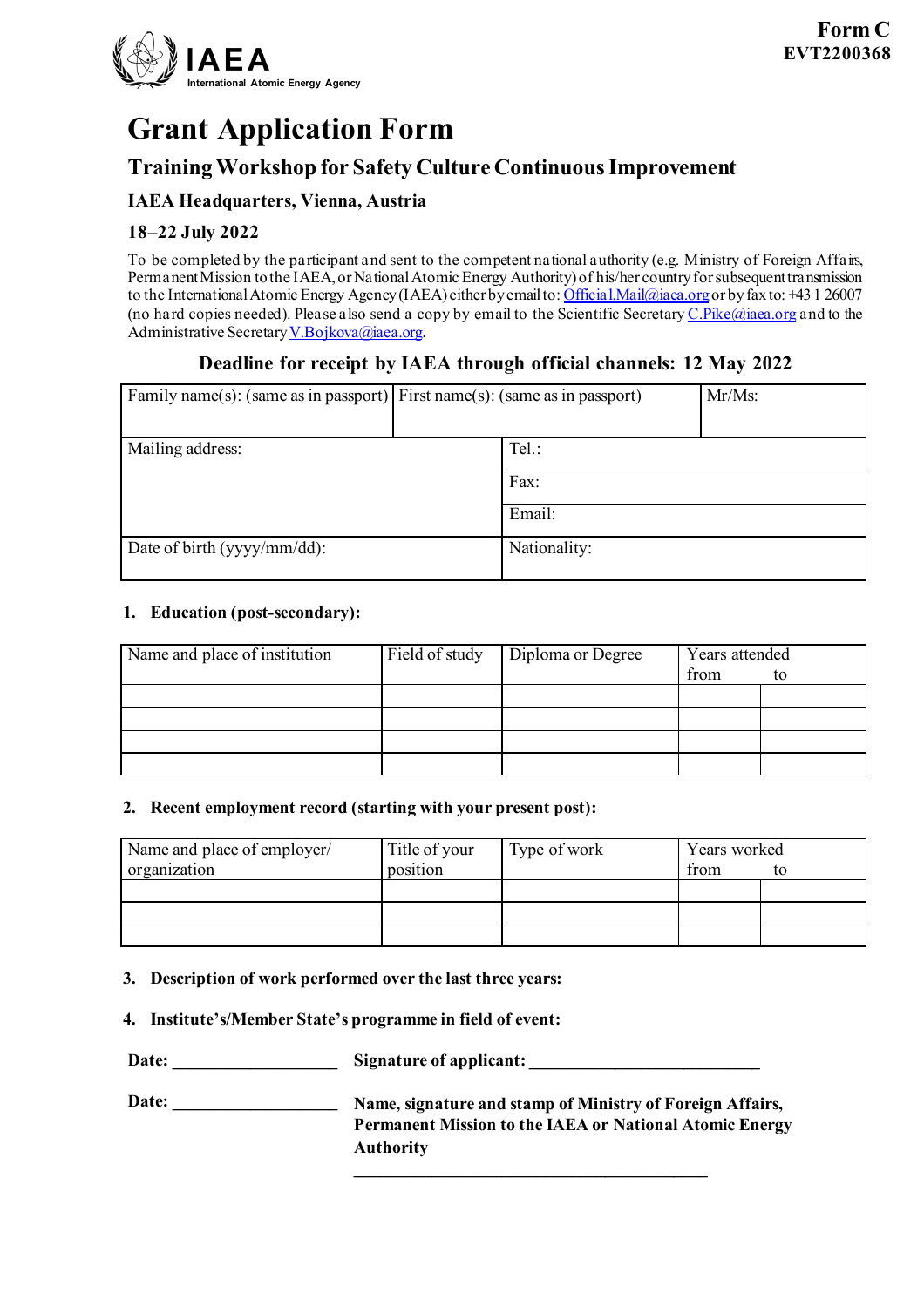**Form C**
**EVT2200368**

IAEA
International Atomic Energy Agency

# Grant Application Form

## Training Workshop for Safety Culture Continuous Improvement

### IAEA Headquarters, Vienna, Austria

### 18–22 July 2022

To be completed by the participant and sent to the competent national authority (e.g. Ministry of Foreign Affairs, Permanent Mission to the IAEA, or National Atomic Energy Authority) of his/her country for subsequent transmission to the International Atomic Energy Agency (IAEA) either by email to: Official.Mail@iaea.org or by fax to: +43 1 26007 (no hard copies needed). Please also send a copy by email to the Scientific Secretary C.Pike@iaea.org and to the Administrative Secretary V.Bojkova@iaea.org.

**Deadline for receipt by IAEA through official channels: 12 May 2022**

| | | |
|---|---|---|
| Family name(s): (same as in passport) | First name(s): (same as in passport) | Mr/Ms: |
| Mailing address: | Tel.: | |
| | Fax: | |
| | Email: | |
| Date of birth (yyyy/mm/dd): | Nationality: | |

**1. Education (post-secondary):**

| Name and place of institution | Field of study | Diploma or Degree | Years attended from | to |
|---|---|---|---|---|
| | | | | |
| | | | | |
| | | | | |
| | | | | |

**2. Recent employment record (starting with your present post):**

| Name and place of employer/ organization | Title of your position | Type of work | Years worked from | to |
|---|---|---|---|---|
| | | | | |
| | | | | |
| | | | | |

**3. Description of work performed over the last three years:**

**4. Institute's/Member State's programme in field of event:**

**Date:** ___________________ **Signature of applicant:** ___________________________

**Date:** ___________________ **Name, signature and stamp of Ministry of Foreign Affairs, Permanent Mission to the IAEA or National Atomic Energy Authority**

_________________________________________